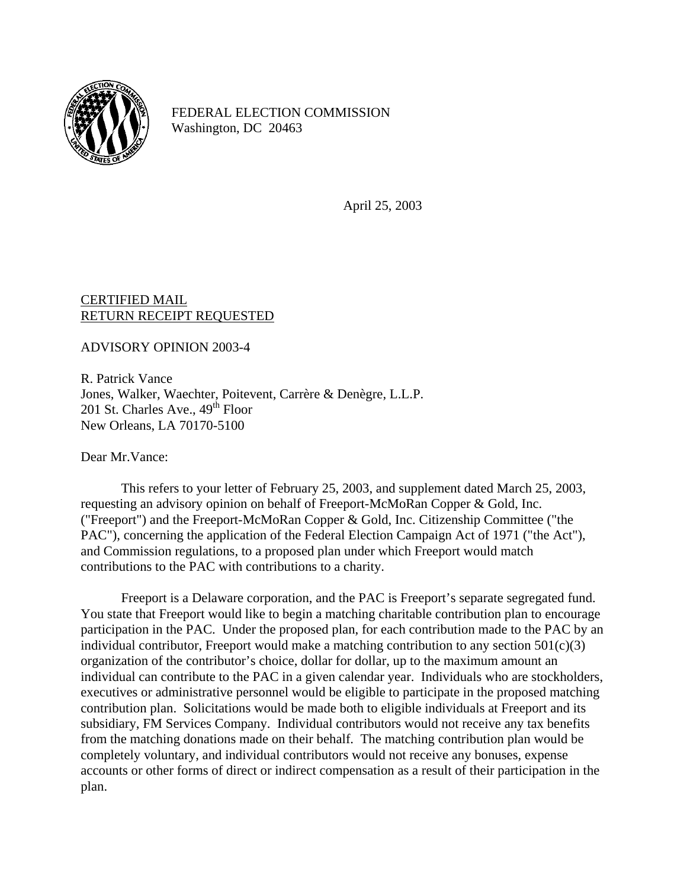FEDERAL ELECTION COMMISSION
Washington, DC 20463

April 25, 2003

CERTIFIED MAIL
RETURN RECEIPT REQUESTED

ADVISORY OPINION 2003-4

R. Patrick Vance
Jones, Walker, Waechter, Poitevent, Carrère & Denègre, L.L.P.
201 St. Charles Ave., 49th Floor
New Orleans, LA 70170-5100

Dear Mr.Vance:

This refers to your letter of February 25, 2003, and supplement dated March 25, 2003, requesting an advisory opinion on behalf of Freeport-McMoRan Copper & Gold, Inc. ("Freeport") and the Freeport-McMoRan Copper & Gold, Inc. Citizenship Committee ("the PAC"), concerning the application of the Federal Election Campaign Act of 1971 ("the Act"), and Commission regulations, to a proposed plan under which Freeport would match contributions to the PAC with contributions to a charity.

Freeport is a Delaware corporation, and the PAC is Freeport's separate segregated fund. You state that Freeport would like to begin a matching charitable contribution plan to encourage participation in the PAC. Under the proposed plan, for each contribution made to the PAC by an individual contributor, Freeport would make a matching contribution to any section 501(c)(3) organization of the contributor's choice, dollar for dollar, up to the maximum amount an individual can contribute to the PAC in a given calendar year. Individuals who are stockholders, executives or administrative personnel would be eligible to participate in the proposed matching contribution plan. Solicitations would be made both to eligible individuals at Freeport and its subsidiary, FM Services Company. Individual contributors would not receive any tax benefits from the matching donations made on their behalf. The matching contribution plan would be completely voluntary, and individual contributors would not receive any bonuses, expense accounts or other forms of direct or indirect compensation as a result of their participation in the plan.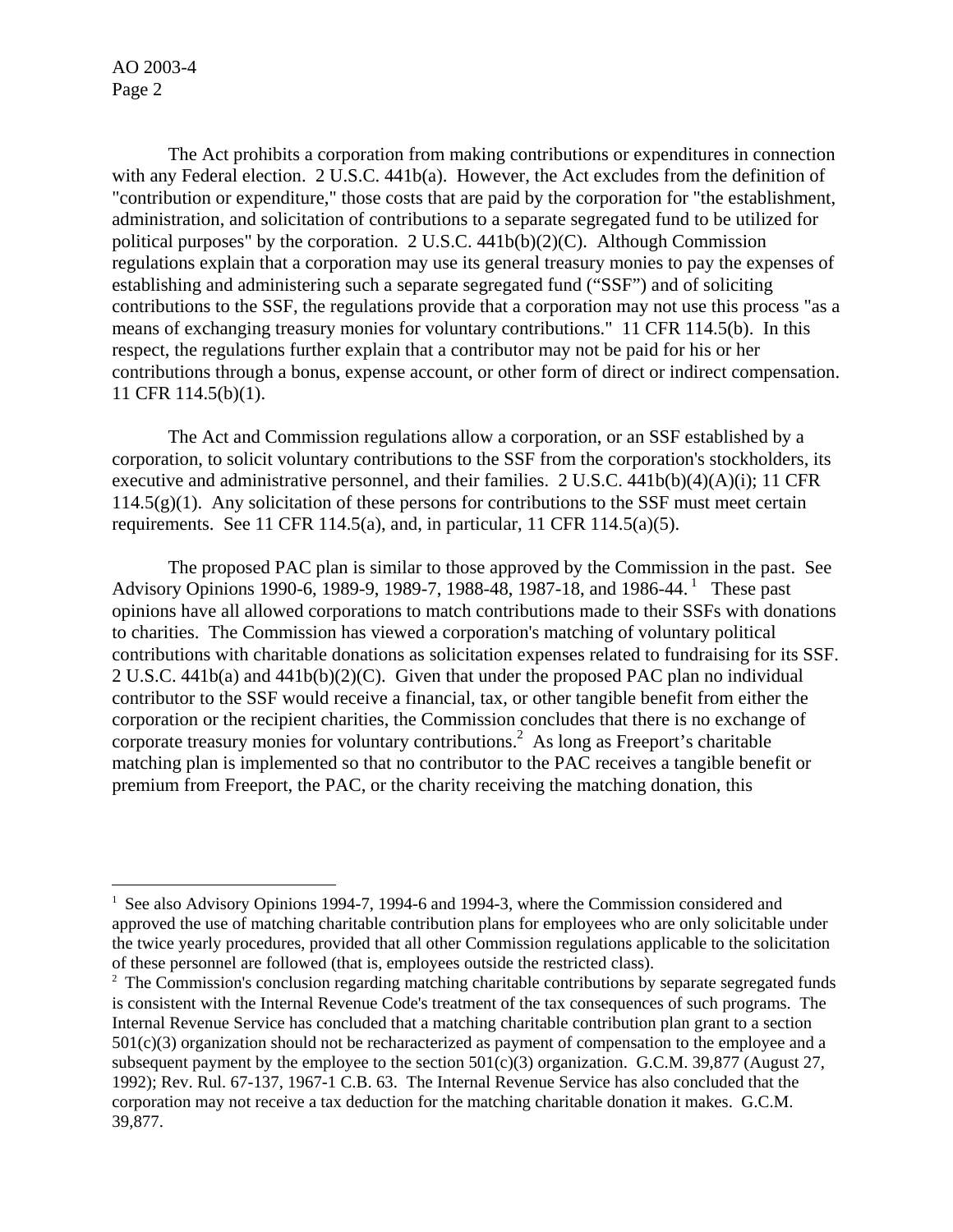The Act prohibits a corporation from making contributions or expenditures in connection with any Federal election. 2 U.S.C. 441b(a). However, the Act excludes from the definition of "contribution or expenditure," those costs that are paid by the corporation for "the establishment, administration, and solicitation of contributions to a separate segregated fund to be utilized for political purposes" by the corporation. 2 U.S.C. 441b(b)(2)(C). Although Commission regulations explain that a corporation may use its general treasury monies to pay the expenses of establishing and administering such a separate segregated fund ("SSF") and of soliciting contributions to the SSF, the regulations provide that a corporation may not use this process "as a means of exchanging treasury monies for voluntary contributions." 11 CFR 114.5(b). In this respect, the regulations further explain that a contributor may not be paid for his or her contributions through a bonus, expense account, or other form of direct or indirect compensation. 11 CFR 114.5(b)(1).

The Act and Commission regulations allow a corporation, or an SSF established by a corporation, to solicit voluntary contributions to the SSF from the corporation's stockholders, its executive and administrative personnel, and their families. 2 U.S.C. 441b(b)(4)(A)(i); 11 CFR 114.5(g)(1). Any solicitation of these persons for contributions to the SSF must meet certain requirements. See 11 CFR 114.5(a), and, in particular, 11 CFR 114.5(a)(5).

The proposed PAC plan is similar to those approved by the Commission in the past. See Advisory Opinions 1990-6, 1989-9, 1989-7, 1988-48, 1987-18, and 1986-44.[1] These past opinions have all allowed corporations to match contributions made to their SSFs with donations to charities. The Commission has viewed a corporation's matching of voluntary political contributions with charitable donations as solicitation expenses related to fundraising for its SSF. 2 U.S.C. 441b(a) and 441b(b)(2)(C). Given that under the proposed PAC plan no individual contributor to the SSF would receive a financial, tax, or other tangible benefit from either the corporation or the recipient charities, the Commission concludes that there is no exchange of corporate treasury monies for voluntary contributions.[2] As long as Freeport's charitable matching plan is implemented so that no contributor to the PAC receives a tangible benefit or premium from Freeport, the PAC, or the charity receiving the matching donation, this

---

[1] See also Advisory Opinions 1994-7, 1994-6 and 1994-3, where the Commission considered and approved the use of matching charitable contribution plans for employees who are only solicitable under the twice yearly procedures, provided that all other Commission regulations applicable to the solicitation of these personnel are followed (that is, employees outside the restricted class).

[2] The Commission's conclusion regarding matching charitable contributions by separate segregated funds is consistent with the Internal Revenue Code's treatment of the tax consequences of such programs. The Internal Revenue Service has concluded that a matching charitable contribution plan grant to a section 501(c)(3) organization should not be recharacterized as payment of compensation to the employee and a subsequent payment by the employee to the section 501(c)(3) organization. G.C.M. 39,877 (August 27, 1992); Rev. Rul. 67-137, 1967-1 C.B. 63. The Internal Revenue Service has also concluded that the corporation may not receive a tax deduction for the matching charitable donation it makes. G.C.M. 39,877.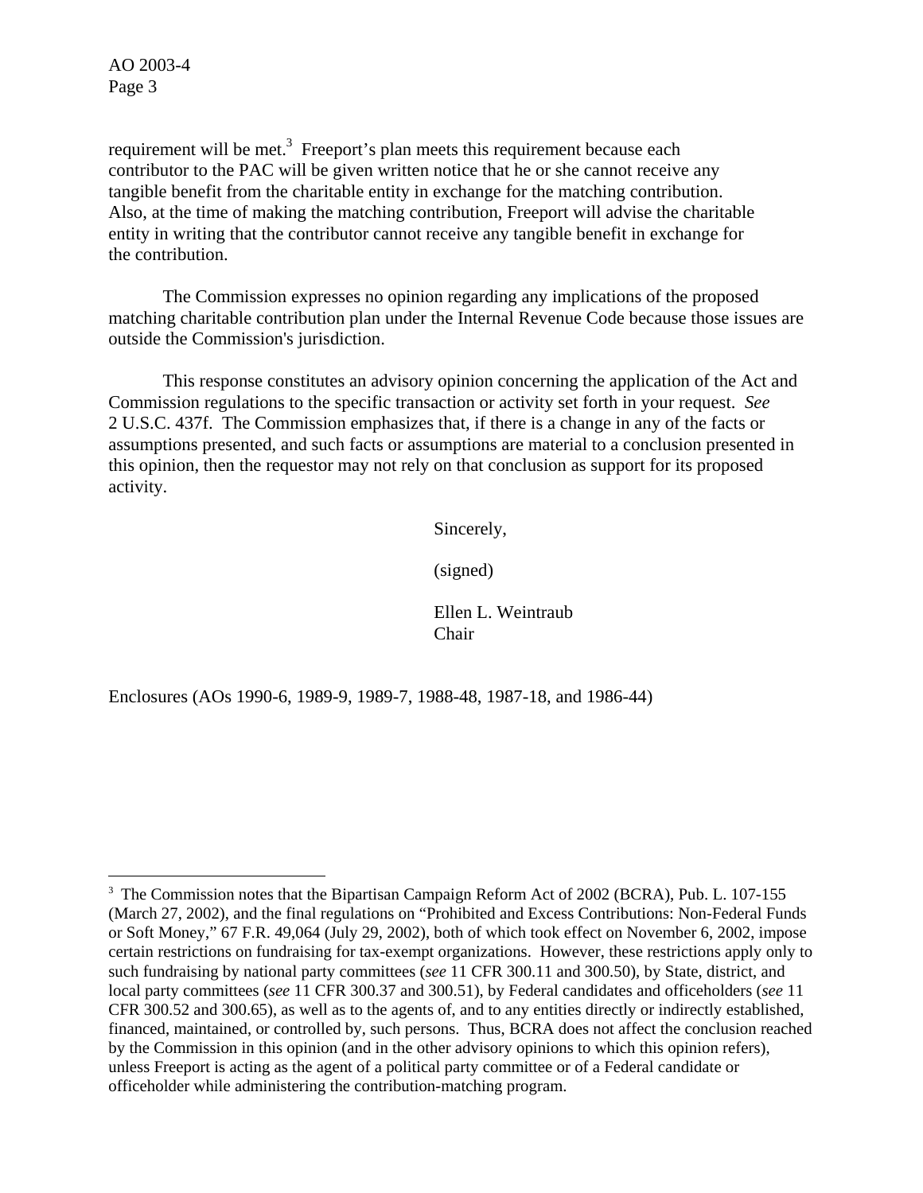requirement will be met.[3] Freeport's plan meets this requirement because each contributor to the PAC will be given written notice that he or she cannot receive any tangible benefit from the charitable entity in exchange for the matching contribution. Also, at the time of making the matching contribution, Freeport will advise the charitable entity in writing that the contributor cannot receive any tangible benefit in exchange for the contribution.

The Commission expresses no opinion regarding any implications of the proposed matching charitable contribution plan under the Internal Revenue Code because those issues are outside the Commission's jurisdiction.

This response constitutes an advisory opinion concerning the application of the Act and Commission regulations to the specific transaction or activity set forth in your request. *See* 2 U.S.C. 437f. The Commission emphasizes that, if there is a change in any of the facts or assumptions presented, and such facts or assumptions are material to a conclusion presented in this opinion, then the requestor may not rely on that conclusion as support for its proposed activity.

Sincerely,

(signed)

Ellen L. Weintraub
Chair

Enclosures (AOs 1990-6, 1989-9, 1989-7, 1988-48, 1987-18, and 1986-44)

---

[3] The Commission notes that the Bipartisan Campaign Reform Act of 2002 (BCRA), Pub. L. 107-155 (March 27, 2002), and the final regulations on "Prohibited and Excess Contributions: Non-Federal Funds or Soft Money," 67 F.R. 49,064 (July 29, 2002), both of which took effect on November 6, 2002, impose certain restrictions on fundraising for tax-exempt organizations. However, these restrictions apply only to such fundraising by national party committees (*see* 11 CFR 300.11 and 300.50), by State, district, and local party committees (*see* 11 CFR 300.37 and 300.51), by Federal candidates and officeholders (*see* 11 CFR 300.52 and 300.65), as well as to the agents of, and to any entities directly or indirectly established, financed, maintained, or controlled by, such persons. Thus, BCRA does not affect the conclusion reached by the Commission in this opinion (and in the other advisory opinions to which this opinion refers), unless Freeport is acting as the agent of a political party committee or of a Federal candidate or officeholder while administering the contribution-matching program.